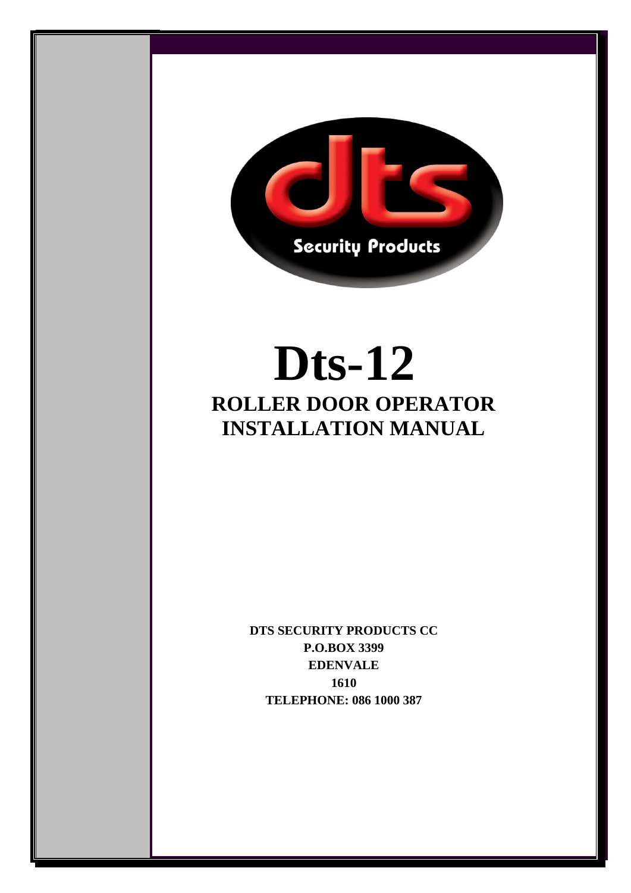dts

Security Products

# Dts-12

## ROLLER DOOR OPERATOR
## INSTALLATION MANUAL

**DTS SECURITY PRODUCTS CC**
**P.O.BOX 3399**
**EDENVALE**
**1610**
**TELEPHONE: 086 1000 387**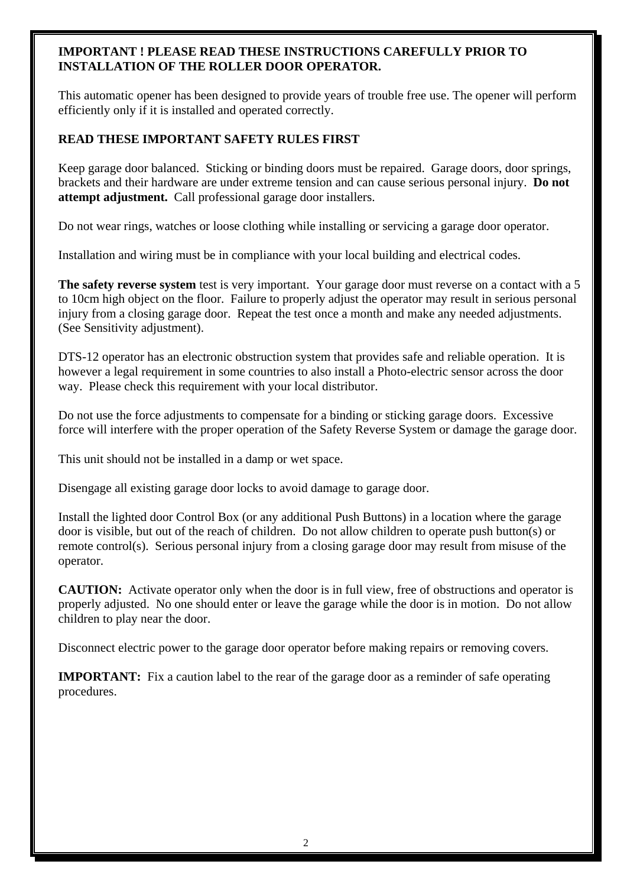**IMPORTANT ! PLEASE READ THESE INSTRUCTIONS CAREFULLY PRIOR TO INSTALLATION OF THE ROLLER DOOR OPERATOR.**

This automatic opener has been designed to provide years of trouble free use. The opener will perform efficiently only if it is installed and operated correctly.

**READ THESE IMPORTANT SAFETY RULES FIRST**

Keep garage door balanced. Sticking or binding doors must be repaired. Garage doors, door springs, brackets and their hardware are under extreme tension and can cause serious personal injury. **Do not attempt adjustment.** Call professional garage door installers.

Do not wear rings, watches or loose clothing while installing or servicing a garage door operator.

Installation and wiring must be in compliance with your local building and electrical codes.

**The safety reverse system** test is very important. Your garage door must reverse on a contact with a 5 to 10cm high object on the floor. Failure to properly adjust the operator may result in serious personal injury from a closing garage door. Repeat the test once a month and make any needed adjustments. (See Sensitivity adjustment).

DTS-12 operator has an electronic obstruction system that provides safe and reliable operation. It is however a legal requirement in some countries to also install a Photo-electric sensor across the door way. Please check this requirement with your local distributor.

Do not use the force adjustments to compensate for a binding or sticking garage doors. Excessive force will interfere with the proper operation of the Safety Reverse System or damage the garage door.

This unit should not be installed in a damp or wet space.

Disengage all existing garage door locks to avoid damage to garage door.

Install the lighted door Control Box (or any additional Push Buttons) in a location where the garage door is visible, but out of the reach of children. Do not allow children to operate push button(s) or remote control(s). Serious personal injury from a closing garage door may result from misuse of the operator.

**CAUTION:** Activate operator only when the door is in full view, free of obstructions and operator is properly adjusted. No one should enter or leave the garage while the door is in motion. Do not allow children to play near the door.

Disconnect electric power to the garage door operator before making repairs or removing covers.

**IMPORTANT:** Fix a caution label to the rear of the garage door as a reminder of safe operating procedures.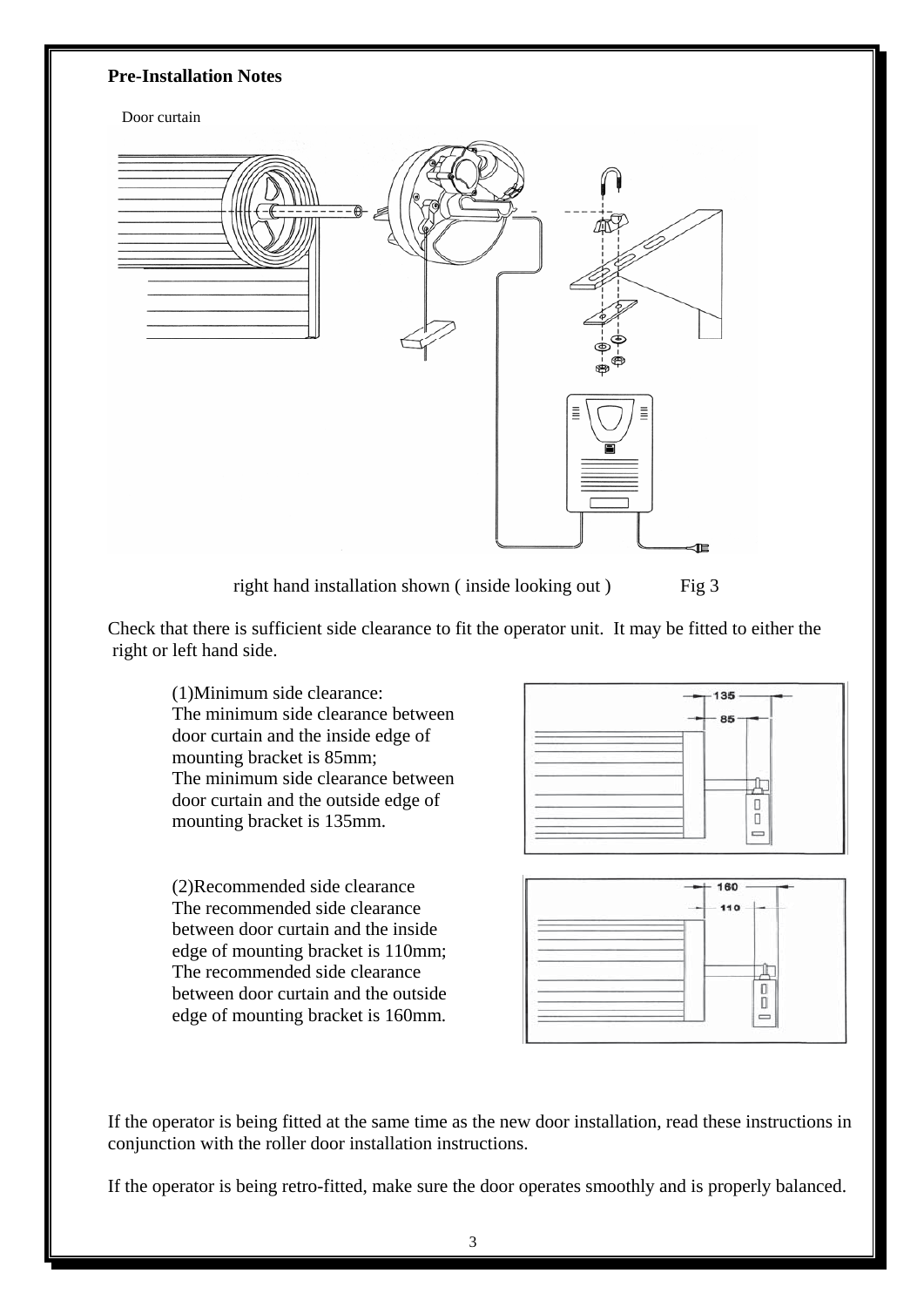**Pre-Installation Notes**

Door curtain

right hand installation shown ( inside looking out ) Fig 3

Check that there is sufficient side clearance to fit the operator unit. It may be fitted to either the right or left hand side.

(1)Minimum side clearance:
The minimum side clearance between door curtain and the inside edge of mounting bracket is 85mm;
The minimum side clearance between door curtain and the outside edge of mounting bracket is 135mm.

(2)Recommended side clearance
The recommended side clearance between door curtain and the inside edge of mounting bracket is 110mm;
The recommended side clearance between door curtain and the outside edge of mounting bracket is 160mm.

If the operator is being fitted at the same time as the new door installation, read these instructions in conjunction with the roller door installation instructions.

If the operator is being retro-fitted, make sure the door operates smoothly and is properly balanced.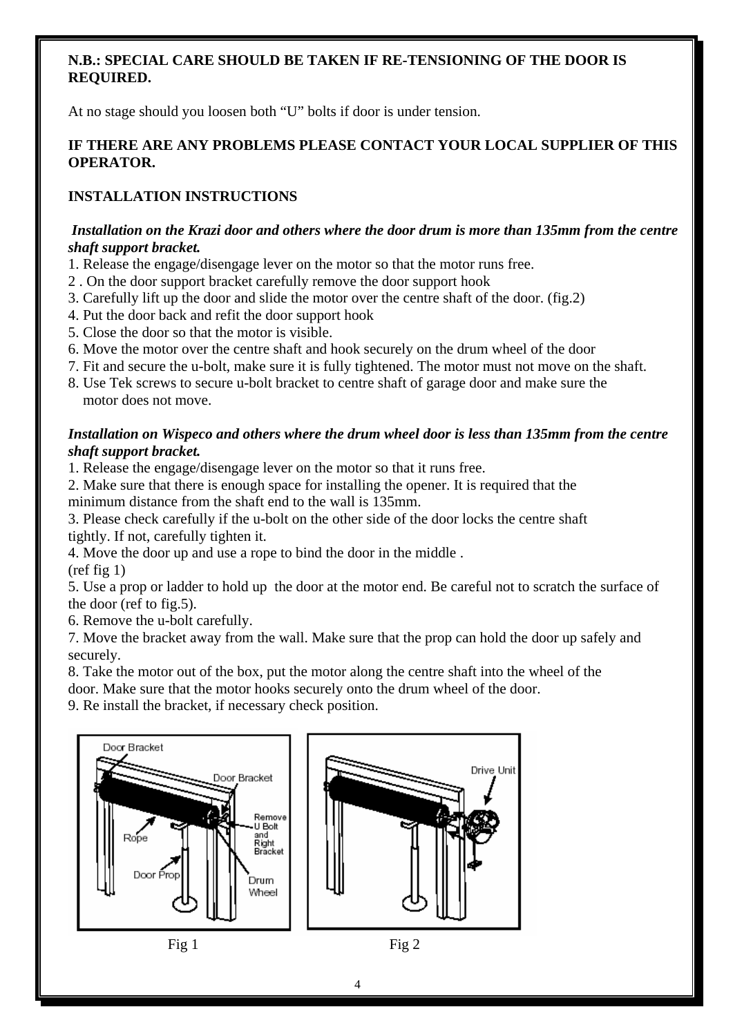**N.B.: SPECIAL CARE SHOULD BE TAKEN IF RE-TENSIONING OF THE DOOR IS REQUIRED.**

At no stage should you loosen both “U” bolts if door is under tension.

**IF THERE ARE ANY PROBLEMS PLEASE CONTACT YOUR LOCAL SUPPLIER OF THIS OPERATOR.**

## INSTALLATION INSTRUCTIONS

***Installation on the Krazi door and others where the door drum is more than 135mm from the centre shaft support bracket.***

1. Release the engage/disengage lever on the motor so that the motor runs free.
2. On the door support bracket carefully remove the door support hook
3. Carefully lift up the door and slide the motor over the centre shaft of the door. (fig.2)
4. Put the door back and refit the door support hook
5. Close the door so that the motor is visible.
6. Move the motor over the centre shaft and hook securely on the drum wheel of the door
7. Fit and secure the u-bolt, make sure it is fully tightened. The motor must not move on the shaft.
8. Use Tek screws to secure u-bolt bracket to centre shaft of garage door and make sure the motor does not move.

***Installation on Wispeco and others where the drum wheel door is less than 135mm from the centre shaft support bracket.***

1. Release the engage/disengage lever on the motor so that it runs free.
2. Make sure that there is enough space for installing the opener. It is required that the minimum distance from the shaft end to the wall is 135mm.
3. Please check carefully if the u-bolt on the other side of the door locks the centre shaft tightly. If not, carefully tighten it.
4. Move the door up and use a rope to bind the door in the middle . (ref fig 1)
5. Use a prop or ladder to hold up the door at the motor end. Be careful not to scratch the surface of the door (ref to fig.5).
6. Remove the u-bolt carefully.
7. Move the bracket away from the wall. Make sure that the prop can hold the door up safely and securely.
8. Take the motor out of the box, put the motor along the centre shaft into the wheel of the door. Make sure that the motor hooks securely onto the drum wheel of the door.
9. Re install the bracket, if necessary check position.

Door Bracket, Door Bracket, Rope, Door Prop, Remove U Bolt and Right Bracket, Drum Wheel

Fig 1

Drive Unit

Fig 2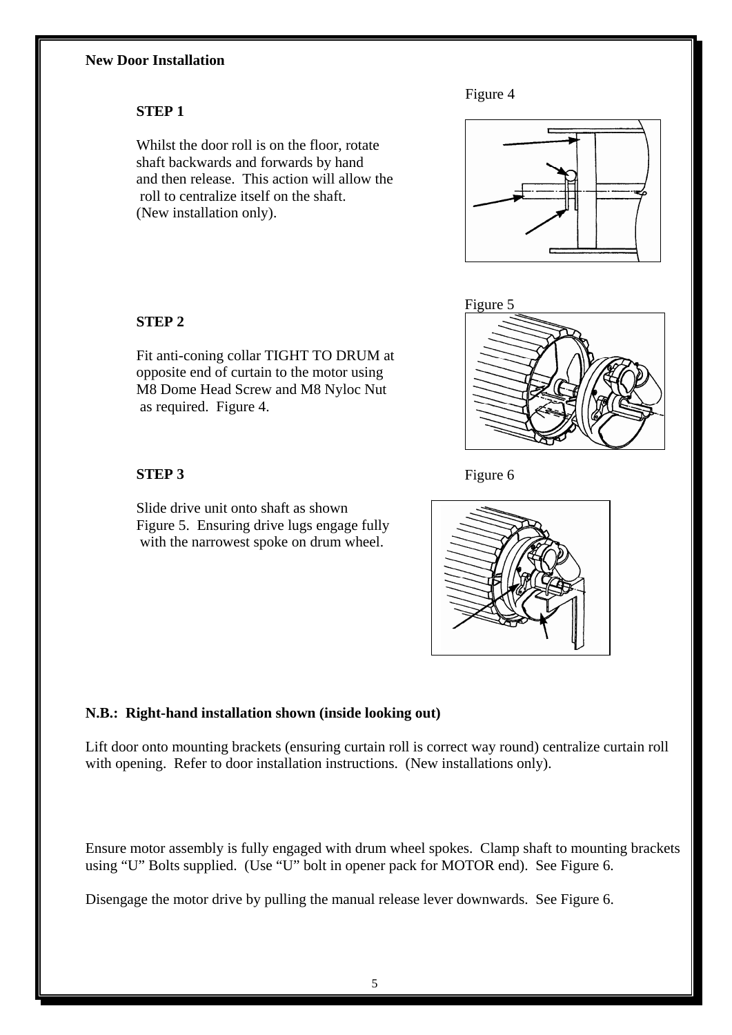**New Door Installation**

**STEP 1**

Whilst the door roll is on the floor, rotate shaft backwards and forwards by hand and then release. This action will allow the roll to centralize itself on the shaft. (New installation only).

Figure 4

**STEP 2**

Fit anti-coning collar TIGHT TO DRUM at opposite end of curtain to the motor using M8 Dome Head Screw and M8 Nyloc Nut as required. Figure 4.

Figure 5

**STEP 3**

Slide drive unit onto shaft as shown Figure 5. Ensuring drive lugs engage fully with the narrowest spoke on drum wheel.

Figure 6

**N.B.: Right-hand installation shown (inside looking out)**

Lift door onto mounting brackets (ensuring curtain roll is correct way round) centralize curtain roll with opening. Refer to door installation instructions. (New installations only).

Ensure motor assembly is fully engaged with drum wheel spokes. Clamp shaft to mounting brackets using "U" Bolts supplied. (Use "U" bolt in opener pack for MOTOR end). See Figure 6.

Disengage the motor drive by pulling the manual release lever downwards. See Figure 6.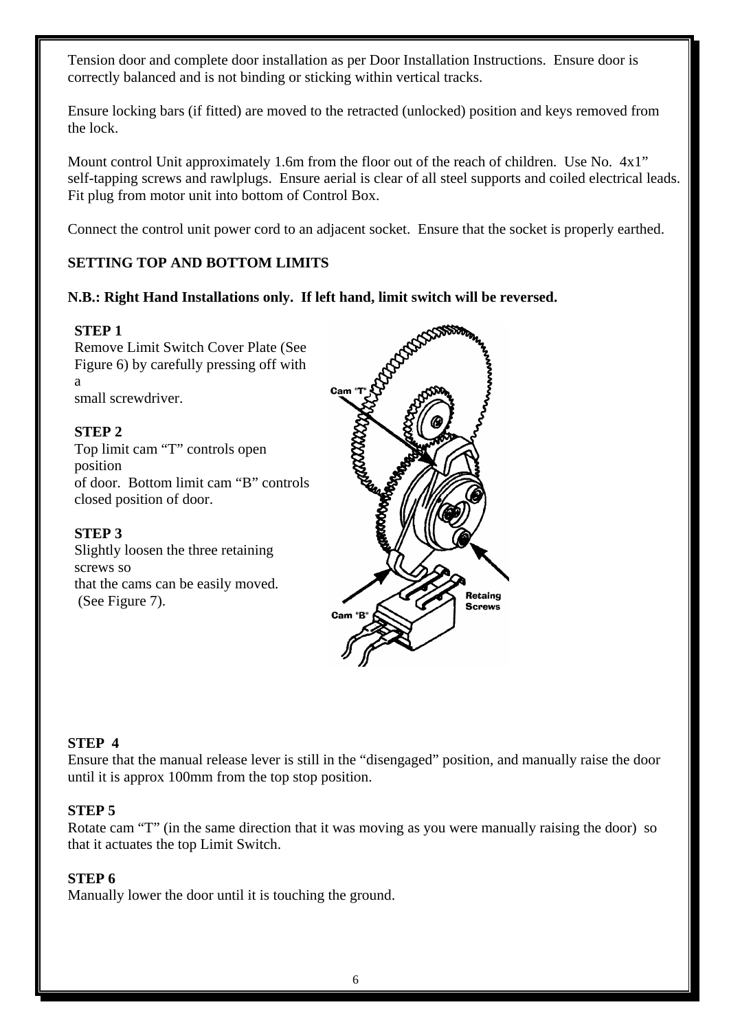Tension door and complete door installation as per Door Installation Instructions. Ensure door is correctly balanced and is not binding or sticking within vertical tracks.

Ensure locking bars (if fitted) are moved to the retracted (unlocked) position and keys removed from the lock.

Mount control Unit approximately 1.6m from the floor out of the reach of children. Use No. 4x1" self-tapping screws and rawlplugs. Ensure aerial is clear of all steel supports and coiled electrical leads. Fit plug from motor unit into bottom of Control Box.

Connect the control unit power cord to an adjacent socket. Ensure that the socket is properly earthed.

**SETTING TOP AND BOTTOM LIMITS**

**N.B.: Right Hand Installations only. If left hand, limit switch will be reversed.**

**STEP 1**
Remove Limit Switch Cover Plate (See Figure 6) by carefully pressing off with a small screwdriver.

**STEP 2**
Top limit cam "T" controls open position of door. Bottom limit cam "B" controls closed position of door.

**STEP 3**
Slightly loosen the three retaining screws so that the cams can be easily moved. (See Figure 7).

Cam "T"

Cam "B"

Retaing Screws

**STEP 4**
Ensure that the manual release lever is still in the "disengaged" position, and manually raise the door until it is approx 100mm from the top stop position.

**STEP 5**
Rotate cam "T" (in the same direction that it was moving as you were manually raising the door) so that it actuates the top Limit Switch.

**STEP 6**
Manually lower the door until it is touching the ground.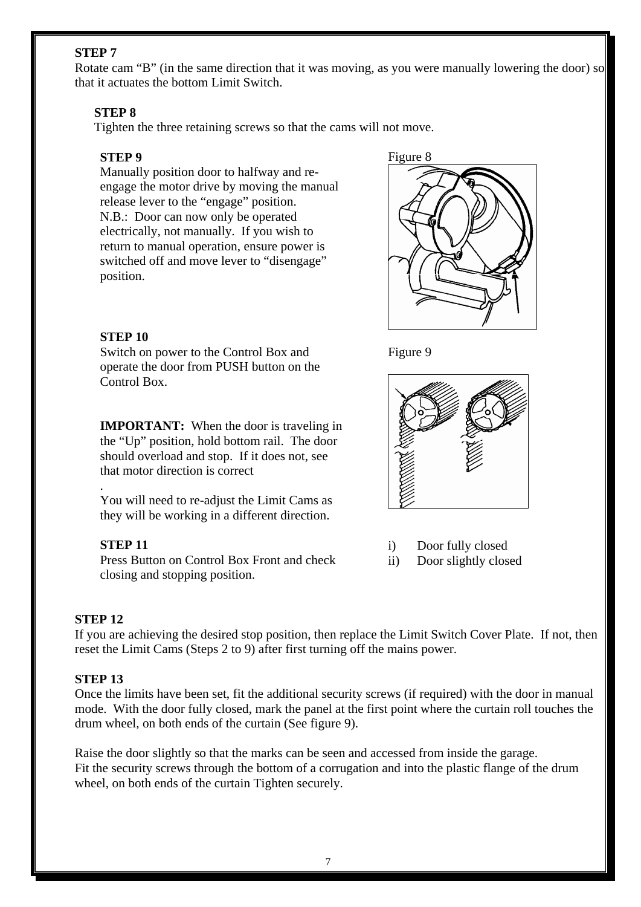**STEP 7**
Rotate cam "B" (in the same direction that it was moving, as you were manually lowering the door) so that it actuates the bottom Limit Switch.

**STEP 8**
Tighten the three retaining screws so that the cams will not move.

**STEP 9**
Manually position door to halfway and re-engage the motor drive by moving the manual release lever to the "engage" position.
N.B.: Door can now only be operated electrically, not manually. If you wish to return to manual operation, ensure power is switched off and move lever to "disengage" position.

Figure 8

**STEP 10**
Switch on power to the Control Box and operate the door from PUSH button on the Control Box.

**IMPORTANT:** When the door is traveling in the "Up" position, hold bottom rail. The door should overload and stop. If it does not, see that motor direction is correct
.
You will need to re-adjust the Limit Cams as they will be working in a different direction.

**STEP 11**
Press Button on Control Box Front and check closing and stopping position.

Figure 9

i) Door fully closed
ii) Door slightly closed

**STEP 12**
If you are achieving the desired stop position, then replace the Limit Switch Cover Plate. If not, then reset the Limit Cams (Steps 2 to 9) after first turning off the mains power.

**STEP 13**
Once the limits have been set, fit the additional security screws (if required) with the door in manual mode. With the door fully closed, mark the panel at the first point where the curtain roll touches the drum wheel, on both ends of the curtain (See figure 9).

Raise the door slightly so that the marks can be seen and accessed from inside the garage.
Fit the security screws through the bottom of a corrugation and into the plastic flange of the drum wheel, on both ends of the curtain Tighten securely.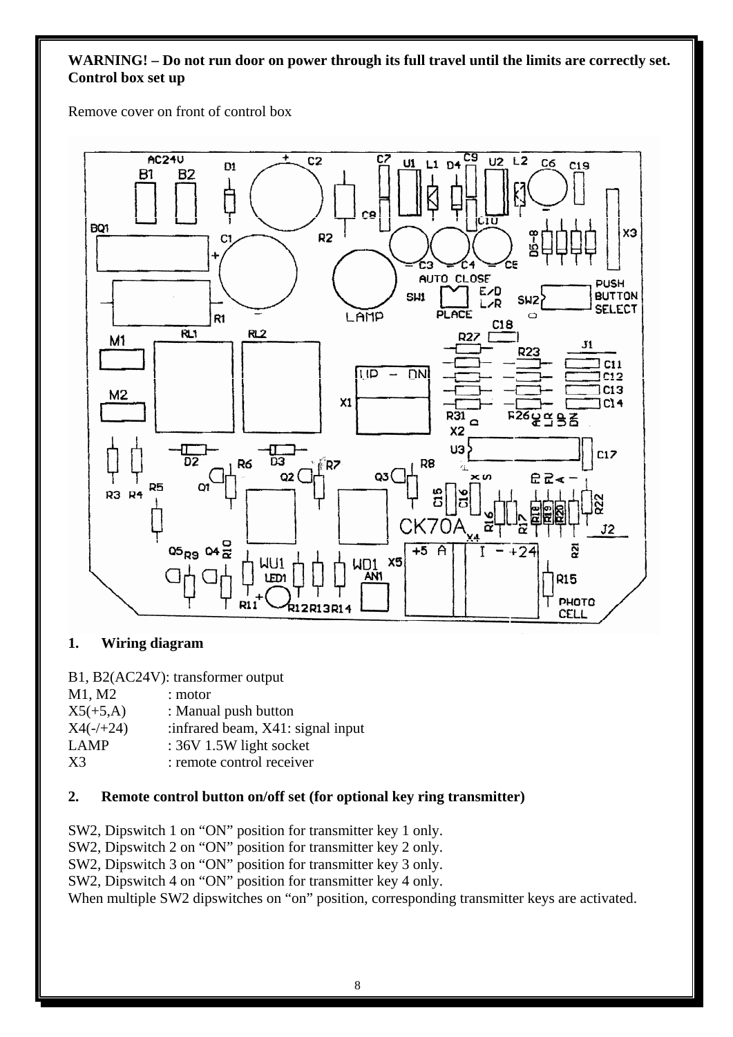**WARNING! – Do not run door on power through its full travel until the limits are correctly set.**
**Control box set up**

Remove cover on front of control box

## 1. Wiring diagram

B1, B2(AC24V): transformer output
M1, M2 : motor
X5(+5,A) : Manual push button
X4(-/+24) :infrared beam, X41: signal input
LAMP : 36V 1.5W light socket
X3 : remote control receiver

## 2. Remote control button on/off set (for optional key ring transmitter)

SW2, Dipswitch 1 on "ON" position for transmitter key 1 only.
SW2, Dipswitch 2 on "ON" position for transmitter key 2 only.
SW2, Dipswitch 3 on "ON" position for transmitter key 3 only.
SW2, Dipswitch 4 on "ON" position for transmitter key 4 only.
When multiple SW2 dipswitches on "on" position, corresponding transmitter keys are activated.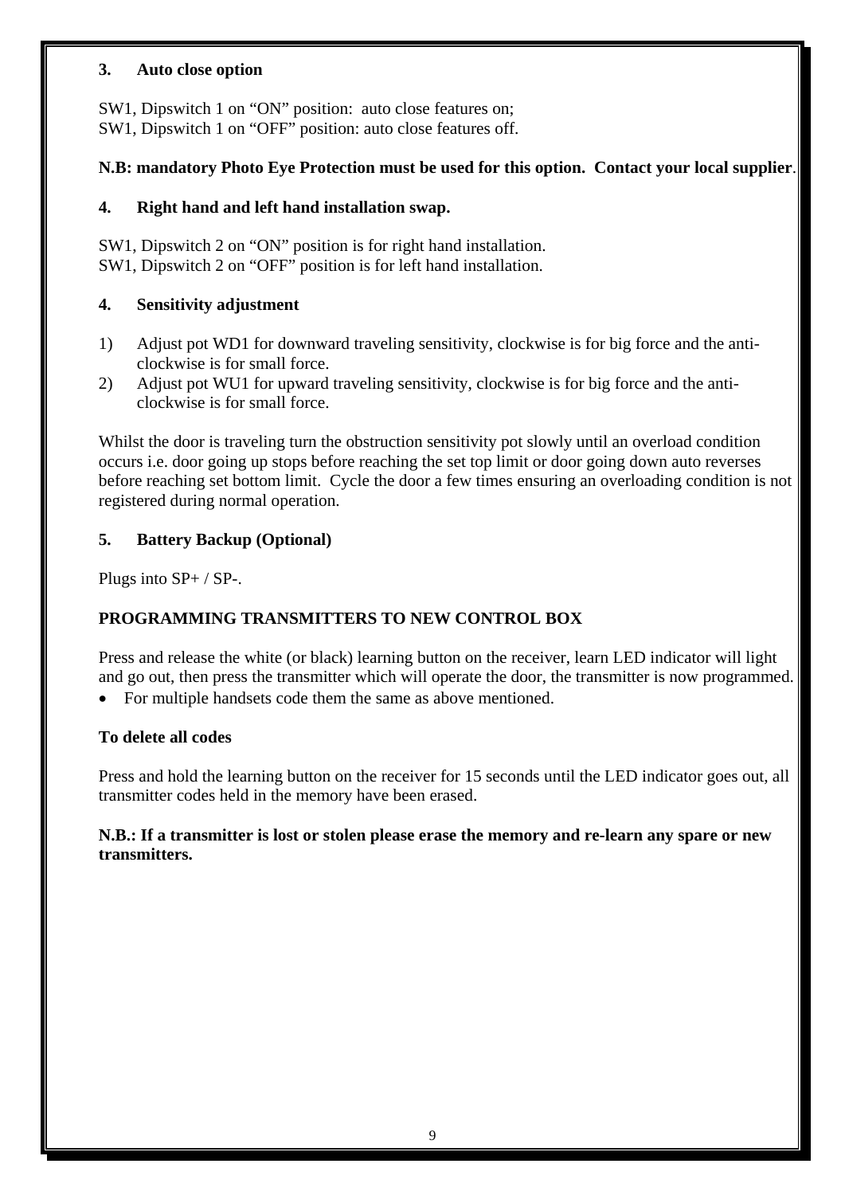### 3. Auto close option

SW1, Dipswitch 1 on "ON" position: auto close features on;
SW1, Dipswitch 1 on "OFF" position: auto close features off.

**N.B: mandatory Photo Eye Protection must be used for this option. Contact your local supplier**.

### 4. Right hand and left hand installation swap.

SW1, Dipswitch 2 on "ON" position is for right hand installation.
SW1, Dipswitch 2 on "OFF" position is for left hand installation.

### 4. Sensitivity adjustment

1) Adjust pot WD1 for downward traveling sensitivity, clockwise is for big force and the anti-clockwise is for small force.
2) Adjust pot WU1 for upward traveling sensitivity, clockwise is for big force and the anti-clockwise is for small force.

Whilst the door is traveling turn the obstruction sensitivity pot slowly until an overload condition occurs i.e. door going up stops before reaching the set top limit or door going down auto reverses before reaching set bottom limit. Cycle the door a few times ensuring an overloading condition is not registered during normal operation.

### 5. Battery Backup (Optional)

Plugs into SP+ / SP-.

### PROGRAMMING TRANSMITTERS TO NEW CONTROL BOX

Press and release the white (or black) learning button on the receiver, learn LED indicator will light and go out, then press the transmitter which will operate the door, the transmitter is now programmed.

- For multiple handsets code them the same as above mentioned.

### To delete all codes

Press and hold the learning button on the receiver for 15 seconds until the LED indicator goes out, all transmitter codes held in the memory have been erased.

**N.B.: If a transmitter is lost or stolen please erase the memory and re-learn any spare or new transmitters.**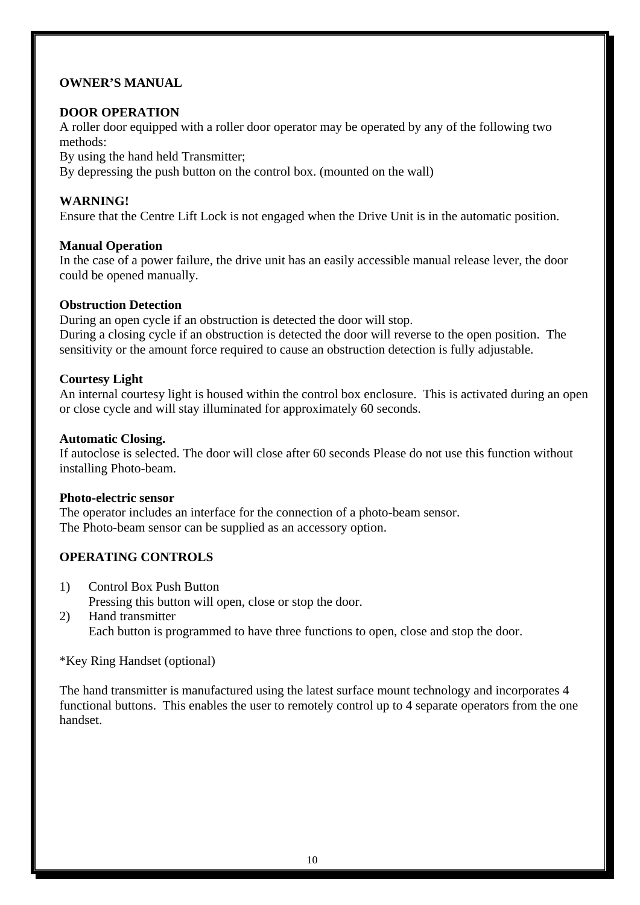**OWNER'S MANUAL**

**DOOR OPERATION**

A roller door equipped with a roller door operator may be operated by any of the following two methods:
By using the hand held Transmitter;
By depressing the push button on the control box. (mounted on the wall)

**WARNING!**

Ensure that the Centre Lift Lock is not engaged when the Drive Unit is in the automatic position.

**Manual Operation**

In the case of a power failure, the drive unit has an easily accessible manual release lever, the door could be opened manually.

**Obstruction Detection**

During an open cycle if an obstruction is detected the door will stop.
During a closing cycle if an obstruction is detected the door will reverse to the open position. The sensitivity or the amount force required to cause an obstruction detection is fully adjustable.

**Courtesy Light**

An internal courtesy light is housed within the control box enclosure. This is activated during an open or close cycle and will stay illuminated for approximately 60 seconds.

**Automatic Closing.**

If autoclose is selected. The door will close after 60 seconds Please do not use this function without installing Photo-beam.

**Photo-electric sensor**

The operator includes an interface for the connection of a photo-beam sensor.
The Photo-beam sensor can be supplied as an accessory option.

**OPERATING CONTROLS**

1) Control Box Push Button
   Pressing this button will open, close or stop the door.
2) Hand transmitter
   Each button is programmed to have three functions to open, close and stop the door.

*Key Ring Handset (optional)

The hand transmitter is manufactured using the latest surface mount technology and incorporates 4 functional buttons. This enables the user to remotely control up to 4 separate operators from the one handset.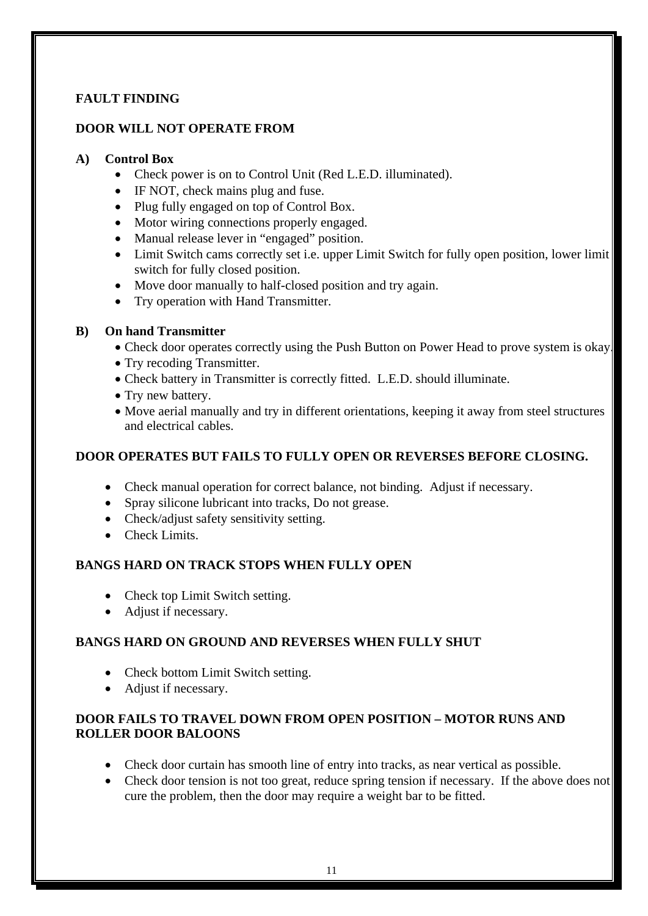## FAULT FINDING

### DOOR WILL NOT OPERATE FROM

**A) Control Box**

- Check power is on to Control Unit (Red L.E.D. illuminated).
- IF NOT, check mains plug and fuse.
- Plug fully engaged on top of Control Box.
- Motor wiring connections properly engaged.
- Manual release lever in "engaged" position.
- Limit Switch cams correctly set i.e. upper Limit Switch for fully open position, lower limit switch for fully closed position.
- Move door manually to half-closed position and try again.
- Try operation with Hand Transmitter.

**B) On hand Transmitter**

- Check door operates correctly using the Push Button on Power Head to prove system is okay.
- Try recoding Transmitter.
- Check battery in Transmitter is correctly fitted. L.E.D. should illuminate.
- Try new battery.
- Move aerial manually and try in different orientations, keeping it away from steel structures and electrical cables.

### DOOR OPERATES BUT FAILS TO FULLY OPEN OR REVERSES BEFORE CLOSING.

- Check manual operation for correct balance, not binding. Adjust if necessary.
- Spray silicone lubricant into tracks, Do not grease.
- Check/adjust safety sensitivity setting.
- Check Limits.

### BANGS HARD ON TRACK STOPS WHEN FULLY OPEN

- Check top Limit Switch setting.
- Adjust if necessary.

### BANGS HARD ON GROUND AND REVERSES WHEN FULLY SHUT

- Check bottom Limit Switch setting.
- Adjust if necessary.

### DOOR FAILS TO TRAVEL DOWN FROM OPEN POSITION – MOTOR RUNS AND ROLLER DOOR BALOONS

- Check door curtain has smooth line of entry into tracks, as near vertical as possible.
- Check door tension is not too great, reduce spring tension if necessary. If the above does not cure the problem, then the door may require a weight bar to be fitted.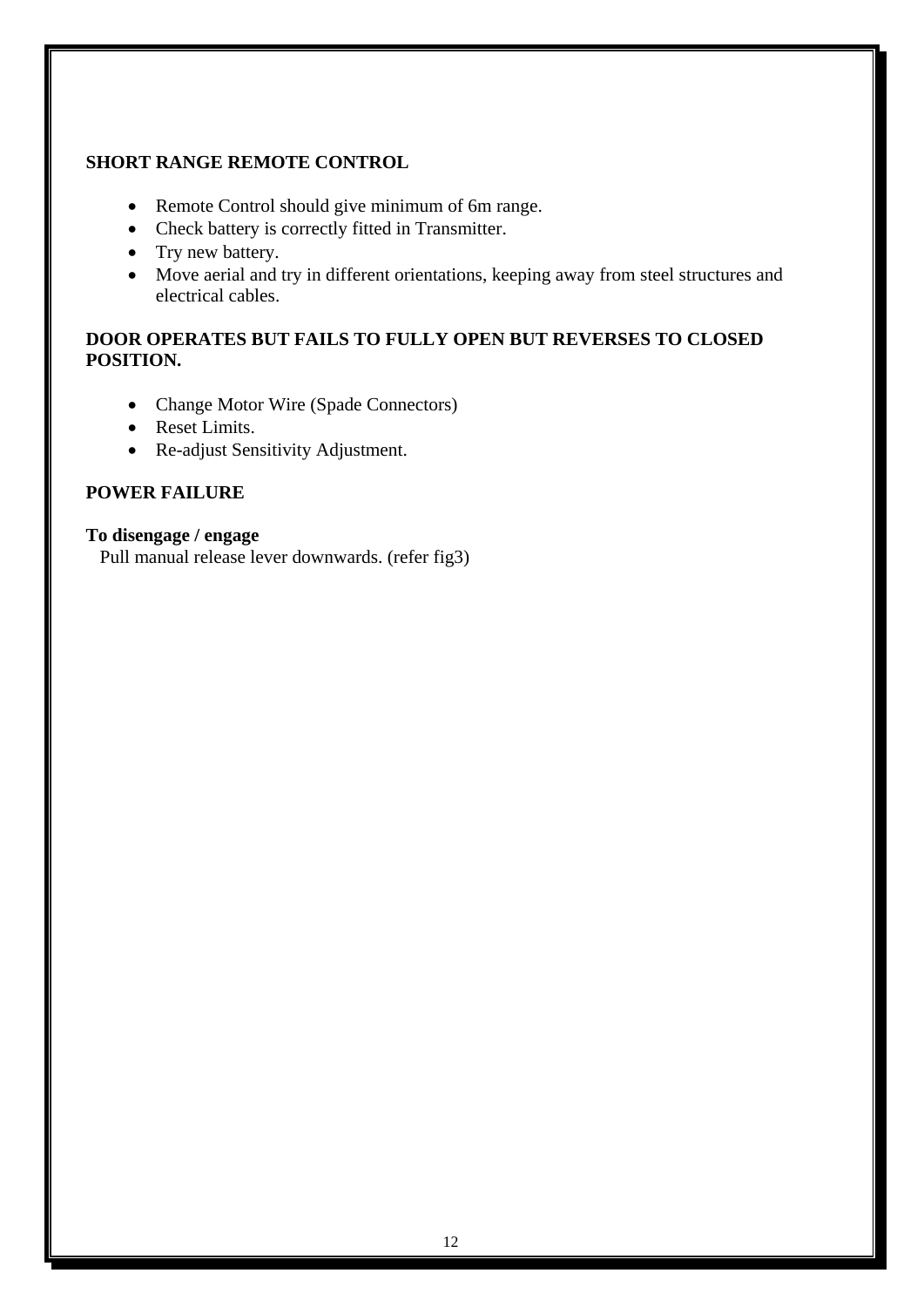**SHORT RANGE REMOTE CONTROL**

- Remote Control should give minimum of 6m range.
- Check battery is correctly fitted in Transmitter.
- Try new battery.
- Move aerial and try in different orientations, keeping away from steel structures and electrical cables.

**DOOR OPERATES BUT FAILS TO FULLY OPEN BUT REVERSES TO CLOSED POSITION.**

- Change Motor Wire (Spade Connectors)
- Reset Limits.
- Re-adjust Sensitivity Adjustment.

**POWER FAILURE**

**To disengage / engage**
Pull manual release lever downwards. (refer fig3)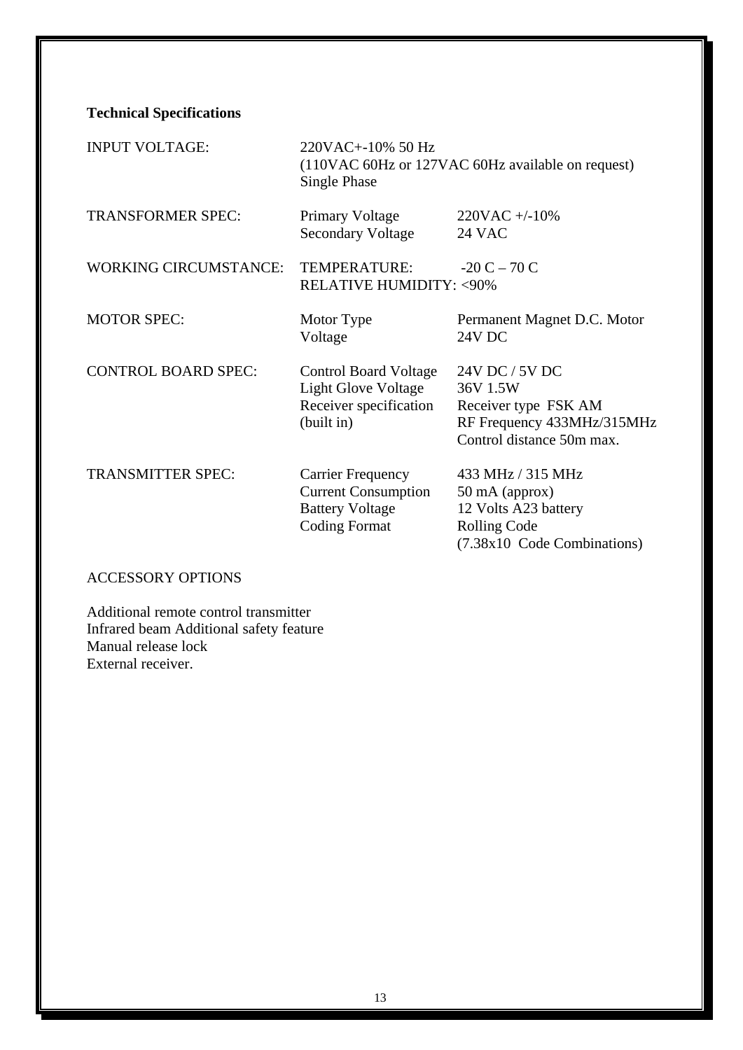**Technical Specifications**

| | | |
|---|---|---|
| INPUT VOLTAGE: | 220VAC+-10% 50 Hz<br>(110VAC 60Hz or 127VAC 60Hz available on request)<br>Single Phase | |
| TRANSFORMER SPEC: | Primary Voltage<br>Secondary Voltage | 220VAC +/-10%<br>24 VAC |
| WORKING CIRCUMSTANCE: | TEMPERATURE:<br>RELATIVE HUMIDITY: <90% | -20 C – 70 C |
| MOTOR SPEC: | Motor Type<br>Voltage | Permanent Magnet D.C. Motor<br>24V DC |
| CONTROL BOARD SPEC: | Control Board Voltage<br>Light Glove Voltage<br>Receiver specification<br>(built in) | 24V DC / 5V DC<br>36V 1.5W<br>Receiver type FSK AM<br>RF Frequency 433MHz/315MHz<br>Control distance 50m max. |
| TRANSMITTER SPEC: | Carrier Frequency<br>Current Consumption<br>Battery Voltage<br>Coding Format | 433 MHz / 315 MHz<br>50 mA (approx)<br>12 Volts A23 battery<br>Rolling Code<br>(7.38x10 Code Combinations) |

ACCESSORY OPTIONS

Additional remote control transmitter
Infrared beam Additional safety feature
Manual release lock
External receiver.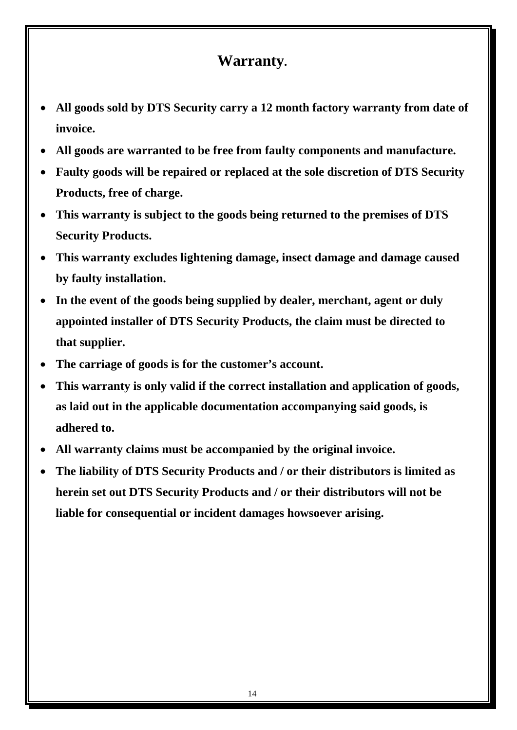# **Warranty**.

- **All goods sold by DTS Security carry a 12 month factory warranty from date of invoice.**
- **All goods are warranted to be free from faulty components and manufacture.**
- **Faulty goods will be repaired or replaced at the sole discretion of DTS Security Products, free of charge.**
- **This warranty is subject to the goods being returned to the premises of DTS Security Products.**
- **This warranty excludes lightening damage, insect damage and damage caused by faulty installation.**
- **In the event of the goods being supplied by dealer, merchant, agent or duly appointed installer of DTS Security Products, the claim must be directed to that supplier.**
- **The carriage of goods is for the customer's account.**
- **This warranty is only valid if the correct installation and application of goods, as laid out in the applicable documentation accompanying said goods, is adhered to.**
- **All warranty claims must be accompanied by the original invoice.**
- **The liability of DTS Security Products and / or their distributors is limited as herein set out DTS Security Products and / or their distributors will not be liable for consequential or incident damages howsoever arising.**